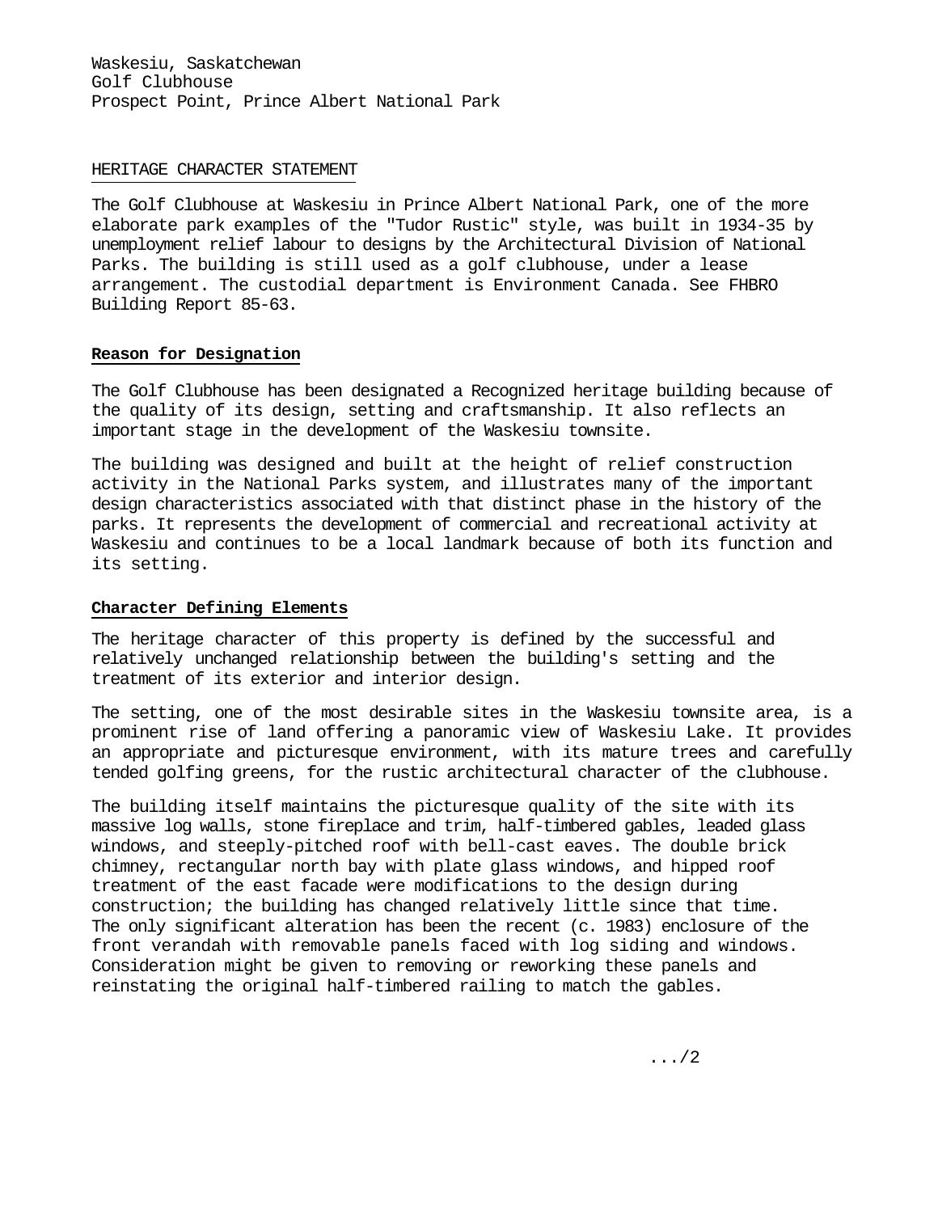Waskesiu, Saskatchewan
Golf Clubhouse
Prospect Point, Prince Albert National Park

## HERITAGE CHARACTER STATEMENT

The Golf Clubhouse at Waskesiu in Prince Albert National Park, one of the more elaborate park examples of the "Tudor Rustic" style, was built in 1934-35 by unemployment relief labour to designs by the Architectural Division of National Parks. The building is still used as a golf clubhouse, under a lease arrangement. The custodial department is Environment Canada. See FHBRO Building Report 85-63.

### Reason for Designation

The Golf Clubhouse has been designated a Recognized heritage building because of the quality of its design, setting and craftsmanship. It also reflects an important stage in the development of the Waskesiu townsite.

The building was designed and built at the height of relief construction activity in the National Parks system, and illustrates many of the important design characteristics associated with that distinct phase in the history of the parks. It represents the development of commercial and recreational activity at Waskesiu and continues to be a local landmark because of both its function and its setting.

### Character Defining Elements

The heritage character of this property is defined by the successful and relatively unchanged relationship between the building's setting and the treatment of its exterior and interior design.

The setting, one of the most desirable sites in the Waskesiu townsite area, is a prominent rise of land offering a panoramic view of Waskesiu Lake. It provides an appropriate and picturesque environment, with its mature trees and carefully tended golfing greens, for the rustic architectural character of the clubhouse.

The building itself maintains the picturesque quality of the site with its massive log walls, stone fireplace and trim, half-timbered gables, leaded glass windows, and steeply-pitched roof with bell-cast eaves. The double brick chimney, rectangular north bay with plate glass windows, and hipped roof treatment of the east facade were modifications to the design during construction; the building has changed relatively little since that time. The only significant alteration has been the recent (c. 1983) enclosure of the front verandah with removable panels faced with log siding and windows. Consideration might be given to removing or reworking these panels and reinstating the original half-timbered railing to match the gables.

.../2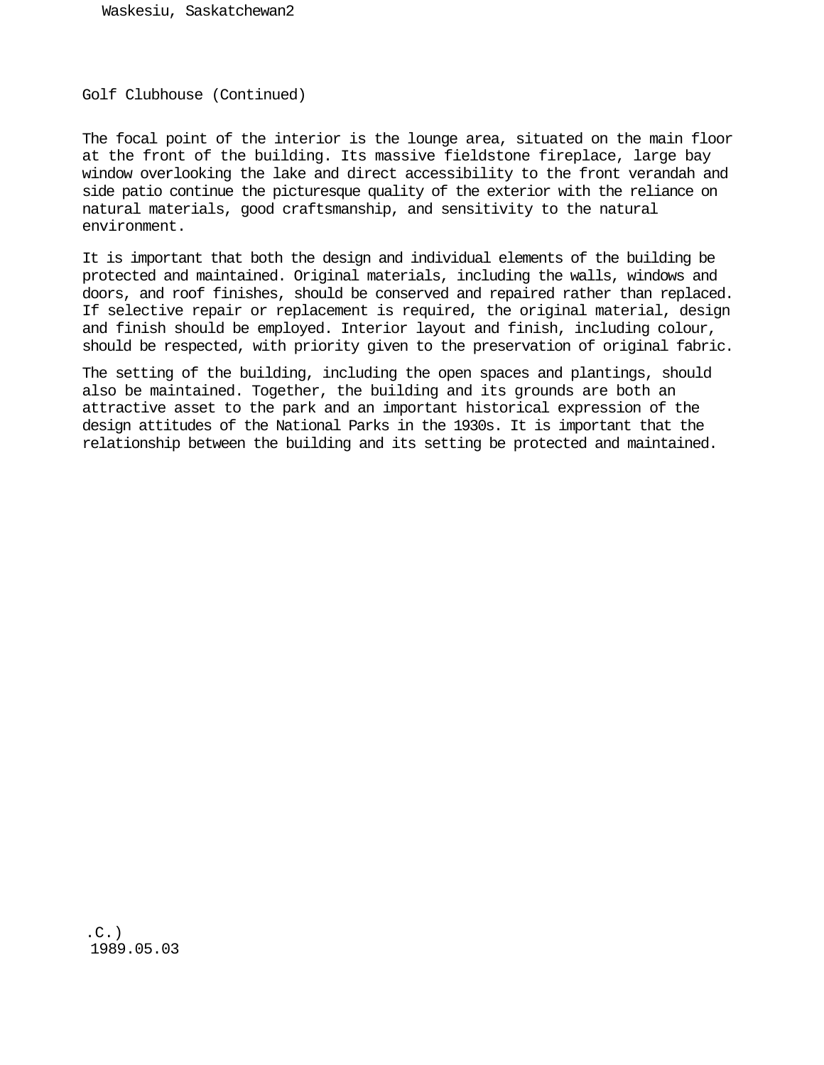Golf Clubhouse (Continued)

The focal point of the interior is the lounge area, situated on the main floor at the front of the building. Its massive fieldstone fireplace, large bay window overlooking the lake and direct accessibility to the front verandah and side patio continue the picturesque quality of the exterior with the reliance on natural materials, good craftsmanship, and sensitivity to the natural environment.

It is important that both the design and individual elements of the building be protected and maintained. Original materials, including the walls, windows and doors, and roof finishes, should be conserved and repaired rather than replaced. If selective repair or replacement is required, the original material, design and finish should be employed. Interior layout and finish, including colour, should be respected, with priority given to the preservation of original fabric.

The setting of the building, including the open spaces and plantings, should also be maintained. Together, the building and its grounds are both an attractive asset to the park and an important historical expression of the design attitudes of the National Parks in the 1930s. It is important that the relationship between the building and its setting be protected and maintained.

.C.)
1989.05.03